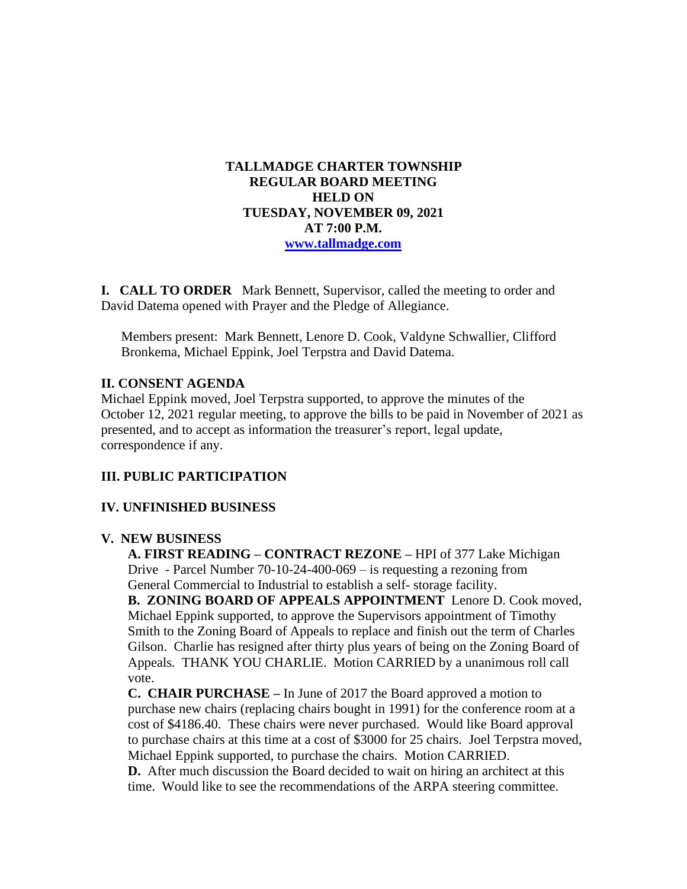**TALLMADGE CHARTER TOWNSHIP**
**REGULAR BOARD MEETING**
**HELD ON**
**TUESDAY, NOVEMBER 09, 2021**
**AT 7:00 P.M.**
**[www.tallmadge.com](http://www.tallmadge.com)**

**I. CALL TO ORDER** Mark Bennett, Supervisor, called the meeting to order and David Datema opened with Prayer and the Pledge of Allegiance.

Members present: Mark Bennett, Lenore D. Cook, Valdyne Schwallier, Clifford Bronkema, Michael Eppink, Joel Terpstra and David Datema.

## II. CONSENT AGENDA

Michael Eppink moved, Joel Terpstra supported, to approve the minutes of the October 12, 2021 regular meeting, to approve the bills to be paid in November of 2021 as presented, and to accept as information the treasurer's report, legal update, correspondence if any.

## III. PUBLIC PARTICIPATION

## IV. UNFINISHED BUSINESS

## V. NEW BUSINESS

**A. FIRST READING – CONTRACT REZONE –** HPI of 377 Lake Michigan Drive - Parcel Number 70-10-24-400-069 – is requesting a rezoning from General Commercial to Industrial to establish a self- storage facility.

**B. ZONING BOARD OF APPEALS APPOINTMENT** Lenore D. Cook moved, Michael Eppink supported, to approve the Supervisors appointment of Timothy Smith to the Zoning Board of Appeals to replace and finish out the term of Charles Gilson. Charlie has resigned after thirty plus years of being on the Zoning Board of Appeals. THANK YOU CHARLIE. Motion CARRIED by a unanimous roll call vote.

**C. CHAIR PURCHASE –** In June of 2017 the Board approved a motion to purchase new chairs (replacing chairs bought in 1991) for the conference room at a cost of $4186.40. These chairs were never purchased. Would like Board approval to purchase chairs at this time at a cost of $3000 for 25 chairs. Joel Terpstra moved, Michael Eppink supported, to purchase the chairs. Motion CARRIED.

**D.** After much discussion the Board decided to wait on hiring an architect at this time. Would like to see the recommendations of the ARPA steering committee.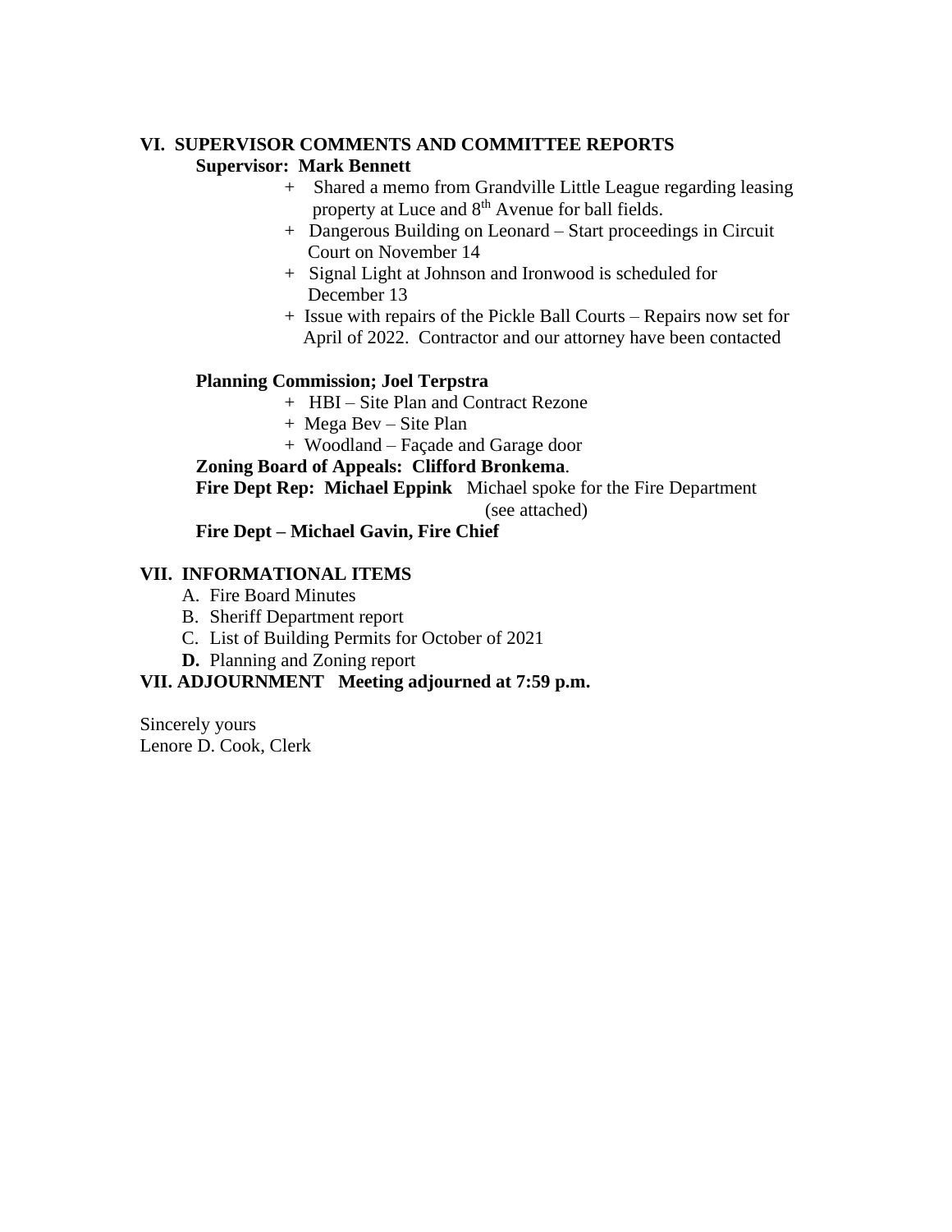## VI. SUPERVISOR COMMENTS AND COMMITTEE REPORTS

**Supervisor: Mark Bennett**

- + Shared a memo from Grandville Little League regarding leasing property at Luce and 8th Avenue for ball fields.
- + Dangerous Building on Leonard – Start proceedings in Circuit Court on November 14
- + Signal Light at Johnson and Ironwood is scheduled for December 13
- + Issue with repairs of the Pickle Ball Courts – Repairs now set for April of 2022. Contractor and our attorney have been contacted

**Planning Commission; Joel Terpstra**

- + HBI – Site Plan and Contract Rezone
- + Mega Bev – Site Plan
- + Woodland – Façade and Garage door

**Zoning Board of Appeals: Clifford Bronkema**.

**Fire Dept Rep: Michael Eppink** Michael spoke for the Fire Department (see attached)

**Fire Dept – Michael Gavin, Fire Chief**

## VII. INFORMATIONAL ITEMS

A. Fire Board Minutes

B. Sheriff Department report

C. List of Building Permits for October of 2021

**D.** Planning and Zoning report

## VII. ADJOURNMENT **Meeting adjourned at 7:59 p.m.**

Sincerely yours
Lenore D. Cook, Clerk